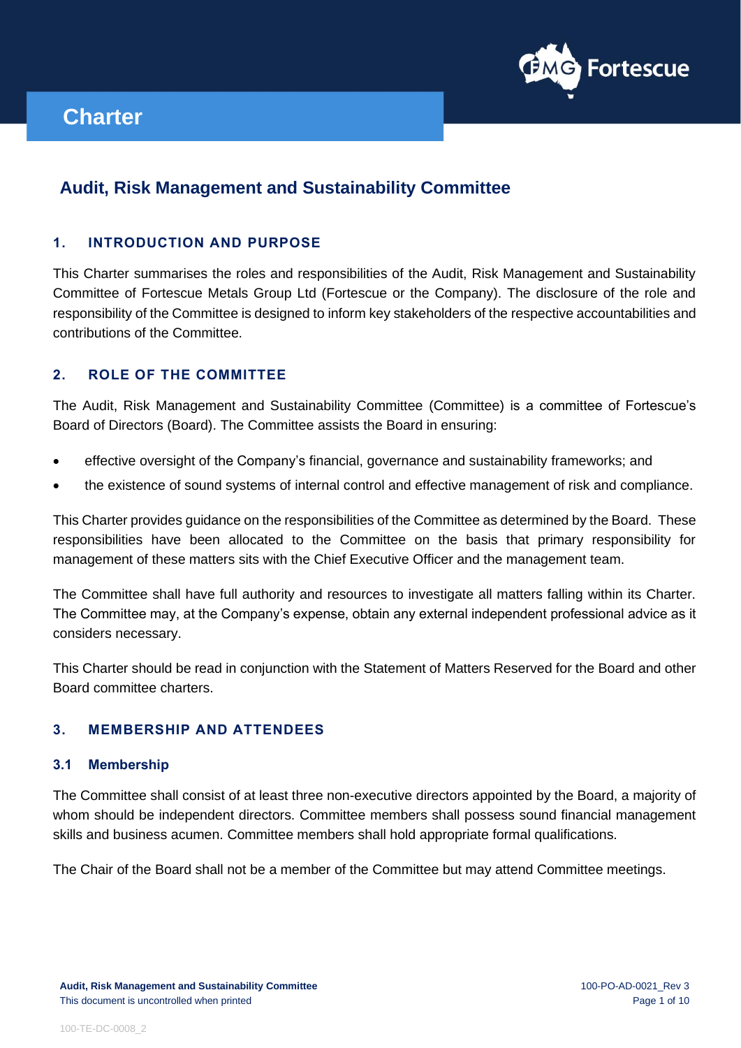# Charter

## Audit, Risk Management and Sustainability Committee

### 1. INTRODUCTION AND PURPOSE

This Charter summarises the roles and responsibilities of the Audit, Risk Management and Sustainability Committee of Fortescue Metals Group Ltd (Fortescue or the Company). The disclosure of the role and responsibility of the Committee is designed to inform key stakeholders of the respective accountabilities and contributions of the Committee.

### 2. ROLE OF THE COMMITTEE

The Audit, Risk Management and Sustainability Committee (Committee) is a committee of Fortescue's Board of Directors (Board). The Committee assists the Board in ensuring:

- effective oversight of the Company's financial, governance and sustainability frameworks; and
- the existence of sound systems of internal control and effective management of risk and compliance.

This Charter provides guidance on the responsibilities of the Committee as determined by the Board. These responsibilities have been allocated to the Committee on the basis that primary responsibility for management of these matters sits with the Chief Executive Officer and the management team.

The Committee shall have full authority and resources to investigate all matters falling within its Charter. The Committee may, at the Company's expense, obtain any external independent professional advice as it considers necessary.

This Charter should be read in conjunction with the Statement of Matters Reserved for the Board and other Board committee charters.

### 3. MEMBERSHIP AND ATTENDEES

#### 3.1 Membership

The Committee shall consist of at least three non-executive directors appointed by the Board, a majority of whom should be independent directors. Committee members shall possess sound financial management skills and business acumen. Committee members shall hold appropriate formal qualifications.

The Chair of the Board shall not be a member of the Committee but may attend Committee meetings.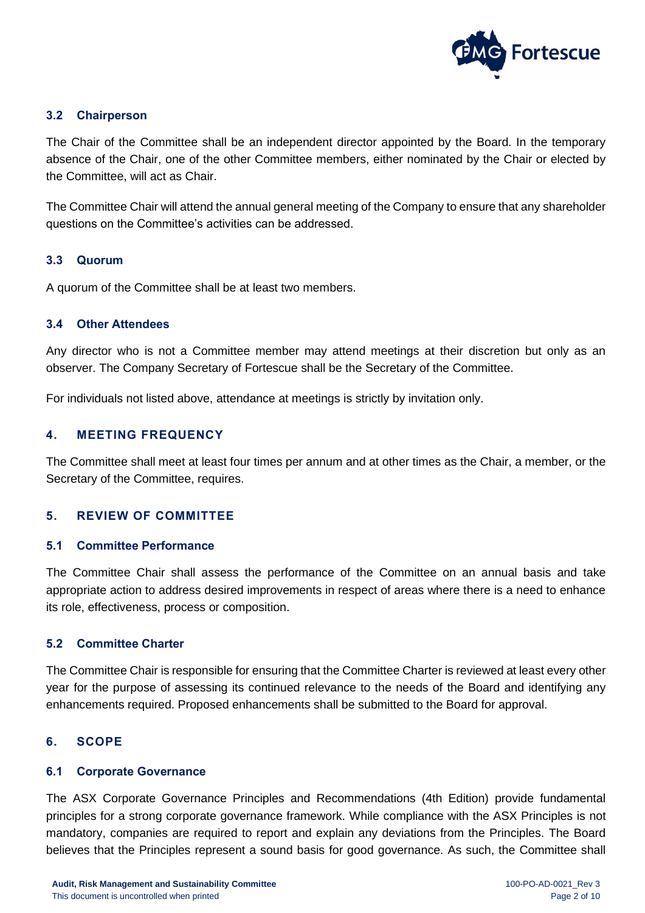### 3.2 Chairperson

The Chair of the Committee shall be an independent director appointed by the Board. In the temporary absence of the Chair, one of the other Committee members, either nominated by the Chair or elected by the Committee, will act as Chair.

The Committee Chair will attend the annual general meeting of the Company to ensure that any shareholder questions on the Committee's activities can be addressed.

### 3.3 Quorum

A quorum of the Committee shall be at least two members.

### 3.4 Other Attendees

Any director who is not a Committee member may attend meetings at their discretion but only as an observer. The Company Secretary of Fortescue shall be the Secretary of the Committee.

For individuals not listed above, attendance at meetings is strictly by invitation only.

## 4. MEETING FREQUENCY

The Committee shall meet at least four times per annum and at other times as the Chair, a member, or the Secretary of the Committee, requires.

## 5. REVIEW OF COMMITTEE

### 5.1 Committee Performance

The Committee Chair shall assess the performance of the Committee on an annual basis and take appropriate action to address desired improvements in respect of areas where there is a need to enhance its role, effectiveness, process or composition.

### 5.2 Committee Charter

The Committee Chair is responsible for ensuring that the Committee Charter is reviewed at least every other year for the purpose of assessing its continued relevance to the needs of the Board and identifying any enhancements required. Proposed enhancements shall be submitted to the Board for approval.

## 6. SCOPE

### 6.1 Corporate Governance

The ASX Corporate Governance Principles and Recommendations (4th Edition) provide fundamental principles for a strong corporate governance framework. While compliance with the ASX Principles is not mandatory, companies are required to report and explain any deviations from the Principles. The Board believes that the Principles represent a sound basis for good governance. As such, the Committee shall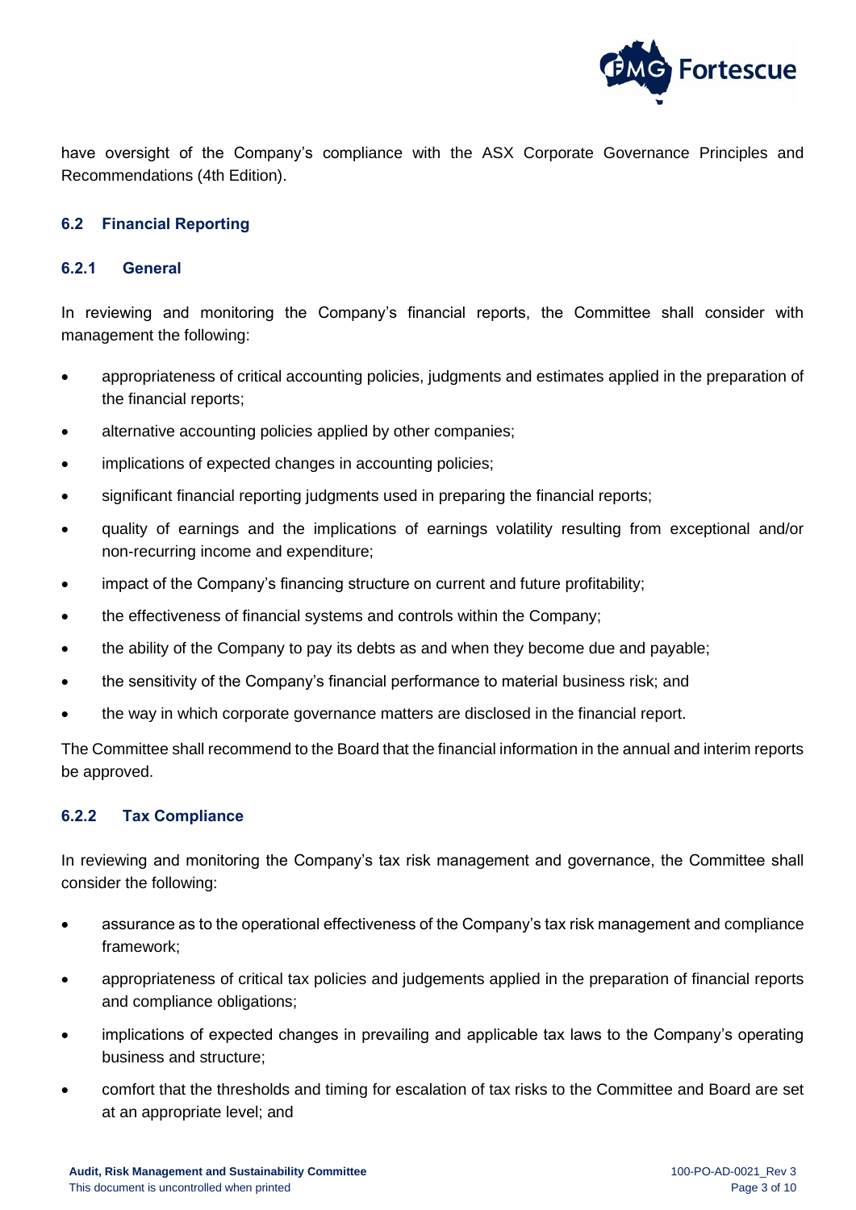have oversight of the Company's compliance with the ASX Corporate Governance Principles and Recommendations (4th Edition).

### 6.2 Financial Reporting

#### 6.2.1 General

In reviewing and monitoring the Company's financial reports, the Committee shall consider with management the following:

- appropriateness of critical accounting policies, judgments and estimates applied in the preparation of the financial reports;
- alternative accounting policies applied by other companies;
- implications of expected changes in accounting policies;
- significant financial reporting judgments used in preparing the financial reports;
- quality of earnings and the implications of earnings volatility resulting from exceptional and/or non-recurring income and expenditure;
- impact of the Company's financing structure on current and future profitability;
- the effectiveness of financial systems and controls within the Company;
- the ability of the Company to pay its debts as and when they become due and payable;
- the sensitivity of the Company's financial performance to material business risk; and
- the way in which corporate governance matters are disclosed in the financial report.

The Committee shall recommend to the Board that the financial information in the annual and interim reports be approved.

#### 6.2.2 Tax Compliance

In reviewing and monitoring the Company's tax risk management and governance, the Committee shall consider the following:

- assurance as to the operational effectiveness of the Company's tax risk management and compliance framework;
- appropriateness of critical tax policies and judgements applied in the preparation of financial reports and compliance obligations;
- implications of expected changes in prevailing and applicable tax laws to the Company's operating business and structure;
- comfort that the thresholds and timing for escalation of tax risks to the Committee and Board are set at an appropriate level; and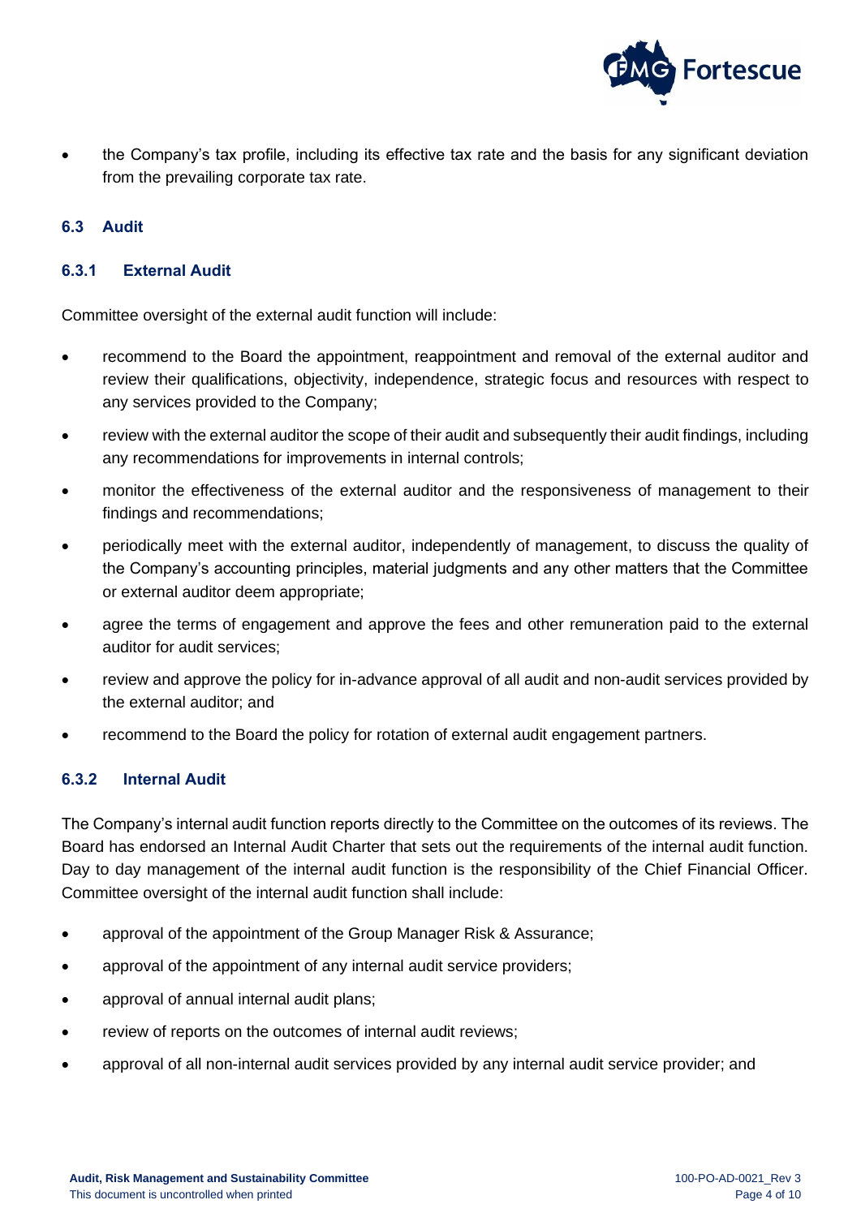- the Company's tax profile, including its effective tax rate and the basis for any significant deviation from the prevailing corporate tax rate.

### 6.3 Audit

#### 6.3.1 External Audit

Committee oversight of the external audit function will include:

- recommend to the Board the appointment, reappointment and removal of the external auditor and review their qualifications, objectivity, independence, strategic focus and resources with respect to any services provided to the Company;
- review with the external auditor the scope of their audit and subsequently their audit findings, including any recommendations for improvements in internal controls;
- monitor the effectiveness of the external auditor and the responsiveness of management to their findings and recommendations;
- periodically meet with the external auditor, independently of management, to discuss the quality of the Company's accounting principles, material judgments and any other matters that the Committee or external auditor deem appropriate;
- agree the terms of engagement and approve the fees and other remuneration paid to the external auditor for audit services;
- review and approve the policy for in-advance approval of all audit and non-audit services provided by the external auditor; and
- recommend to the Board the policy for rotation of external audit engagement partners.

#### 6.3.2 Internal Audit

The Company's internal audit function reports directly to the Committee on the outcomes of its reviews. The Board has endorsed an Internal Audit Charter that sets out the requirements of the internal audit function. Day to day management of the internal audit function is the responsibility of the Chief Financial Officer. Committee oversight of the internal audit function shall include:

- approval of the appointment of the Group Manager Risk & Assurance;
- approval of the appointment of any internal audit service providers;
- approval of annual internal audit plans;
- review of reports on the outcomes of internal audit reviews;
- approval of all non-internal audit services provided by any internal audit service provider; and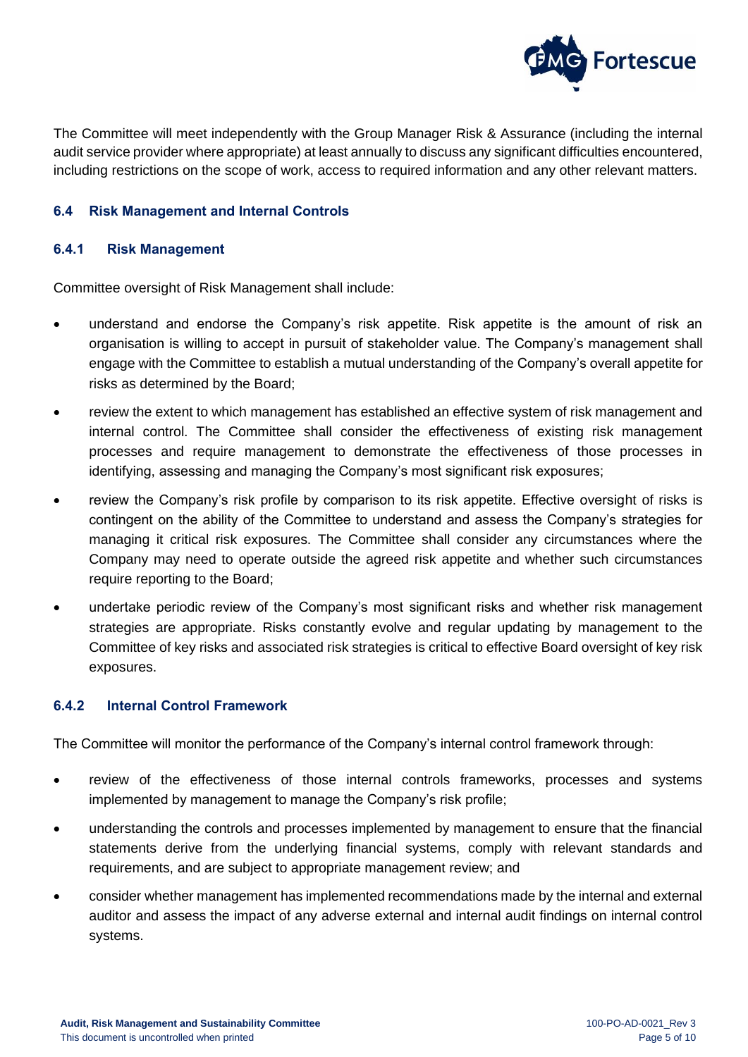The Committee will meet independently with the Group Manager Risk & Assurance (including the internal audit service provider where appropriate) at least annually to discuss any significant difficulties encountered, including restrictions on the scope of work, access to required information and any other relevant matters.

### 6.4 Risk Management and Internal Controls

#### 6.4.1 Risk Management

Committee oversight of Risk Management shall include:

- understand and endorse the Company's risk appetite. Risk appetite is the amount of risk an organisation is willing to accept in pursuit of stakeholder value. The Company's management shall engage with the Committee to establish a mutual understanding of the Company's overall appetite for risks as determined by the Board;
- review the extent to which management has established an effective system of risk management and internal control. The Committee shall consider the effectiveness of existing risk management processes and require management to demonstrate the effectiveness of those processes in identifying, assessing and managing the Company's most significant risk exposures;
- review the Company's risk profile by comparison to its risk appetite. Effective oversight of risks is contingent on the ability of the Committee to understand and assess the Company's strategies for managing it critical risk exposures. The Committee shall consider any circumstances where the Company may need to operate outside the agreed risk appetite and whether such circumstances require reporting to the Board;
- undertake periodic review of the Company's most significant risks and whether risk management strategies are appropriate. Risks constantly evolve and regular updating by management to the Committee of key risks and associated risk strategies is critical to effective Board oversight of key risk exposures.

#### 6.4.2 Internal Control Framework

The Committee will monitor the performance of the Company's internal control framework through:

- review of the effectiveness of those internal controls frameworks, processes and systems implemented by management to manage the Company's risk profile;
- understanding the controls and processes implemented by management to ensure that the financial statements derive from the underlying financial systems, comply with relevant standards and requirements, and are subject to appropriate management review; and
- consider whether management has implemented recommendations made by the internal and external auditor and assess the impact of any adverse external and internal audit findings on internal control systems.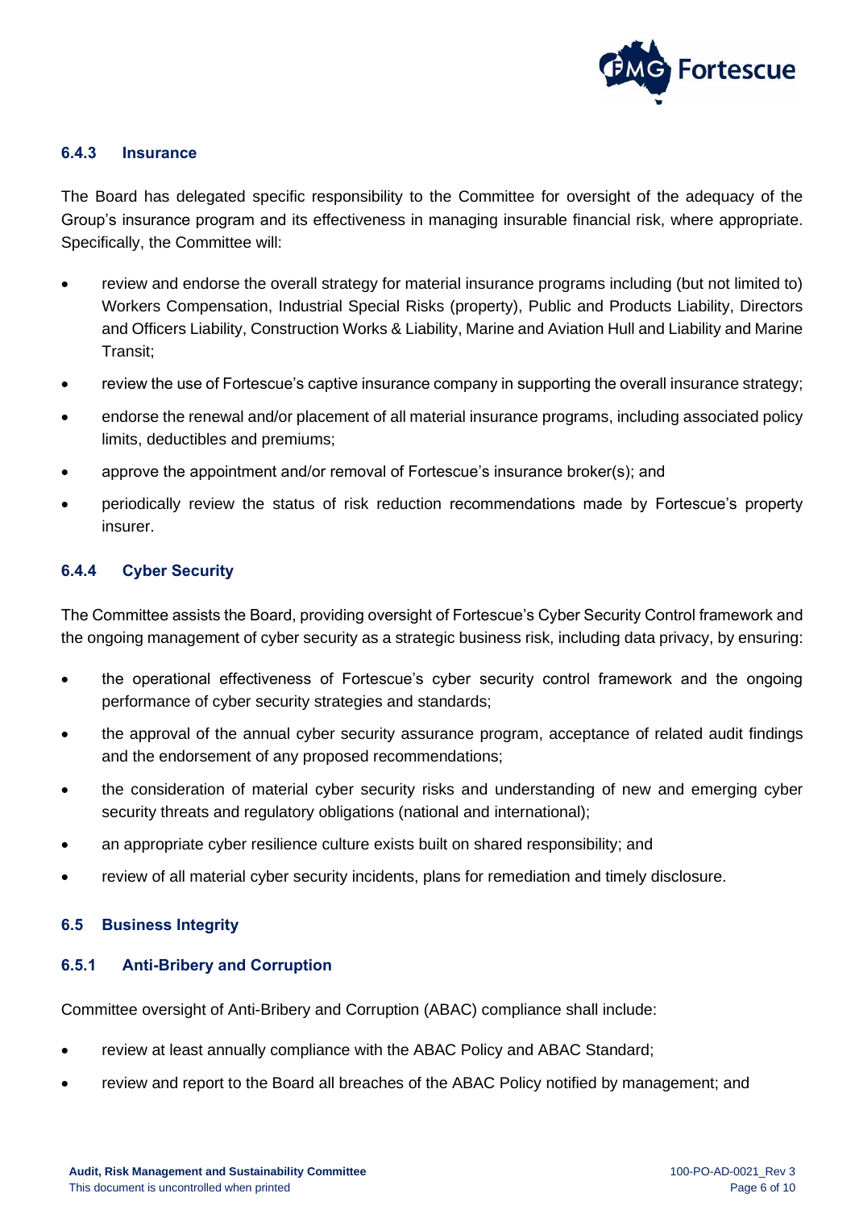### 6.4.3 Insurance

The Board has delegated specific responsibility to the Committee for oversight of the adequacy of the Group's insurance program and its effectiveness in managing insurable financial risk, where appropriate. Specifically, the Committee will:

- review and endorse the overall strategy for material insurance programs including (but not limited to) Workers Compensation, Industrial Special Risks (property), Public and Products Liability, Directors and Officers Liability, Construction Works & Liability, Marine and Aviation Hull and Liability and Marine Transit;
- review the use of Fortescue's captive insurance company in supporting the overall insurance strategy;
- endorse the renewal and/or placement of all material insurance programs, including associated policy limits, deductibles and premiums;
- approve the appointment and/or removal of Fortescue's insurance broker(s); and
- periodically review the status of risk reduction recommendations made by Fortescue's property insurer.

### 6.4.4 Cyber Security

The Committee assists the Board, providing oversight of Fortescue's Cyber Security Control framework and the ongoing management of cyber security as a strategic business risk, including data privacy, by ensuring:

- the operational effectiveness of Fortescue's cyber security control framework and the ongoing performance of cyber security strategies and standards;
- the approval of the annual cyber security assurance program, acceptance of related audit findings and the endorsement of any proposed recommendations;
- the consideration of material cyber security risks and understanding of new and emerging cyber security threats and regulatory obligations (national and international);
- an appropriate cyber resilience culture exists built on shared responsibility; and
- review of all material cyber security incidents, plans for remediation and timely disclosure.

## 6.5 Business Integrity

### 6.5.1 Anti-Bribery and Corruption

Committee oversight of Anti-Bribery and Corruption (ABAC) compliance shall include:

- review at least annually compliance with the ABAC Policy and ABAC Standard;
- review and report to the Board all breaches of the ABAC Policy notified by management; and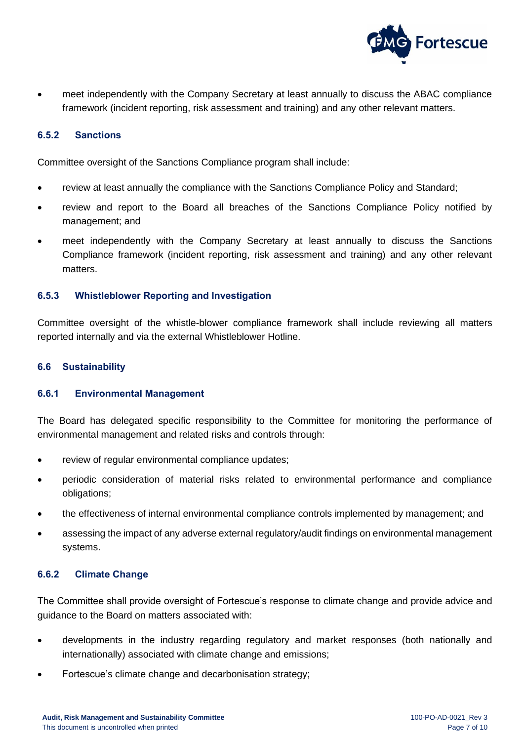- meet independently with the Company Secretary at least annually to discuss the ABAC compliance framework (incident reporting, risk assessment and training) and any other relevant matters.

### 6.5.2 Sanctions

Committee oversight of the Sanctions Compliance program shall include:

- review at least annually the compliance with the Sanctions Compliance Policy and Standard;
- review and report to the Board all breaches of the Sanctions Compliance Policy notified by management; and
- meet independently with the Company Secretary at least annually to discuss the Sanctions Compliance framework (incident reporting, risk assessment and training) and any other relevant matters.

### 6.5.3 Whistleblower Reporting and Investigation

Committee oversight of the whistle-blower compliance framework shall include reviewing all matters reported internally and via the external Whistleblower Hotline.

## 6.6 Sustainability

### 6.6.1 Environmental Management

The Board has delegated specific responsibility to the Committee for monitoring the performance of environmental management and related risks and controls through:

- review of regular environmental compliance updates;
- periodic consideration of material risks related to environmental performance and compliance obligations;
- the effectiveness of internal environmental compliance controls implemented by management; and
- assessing the impact of any adverse external regulatory/audit findings on environmental management systems.

### 6.6.2 Climate Change

The Committee shall provide oversight of Fortescue's response to climate change and provide advice and guidance to the Board on matters associated with:

- developments in the industry regarding regulatory and market responses (both nationally and internationally) associated with climate change and emissions;
- Fortescue's climate change and decarbonisation strategy;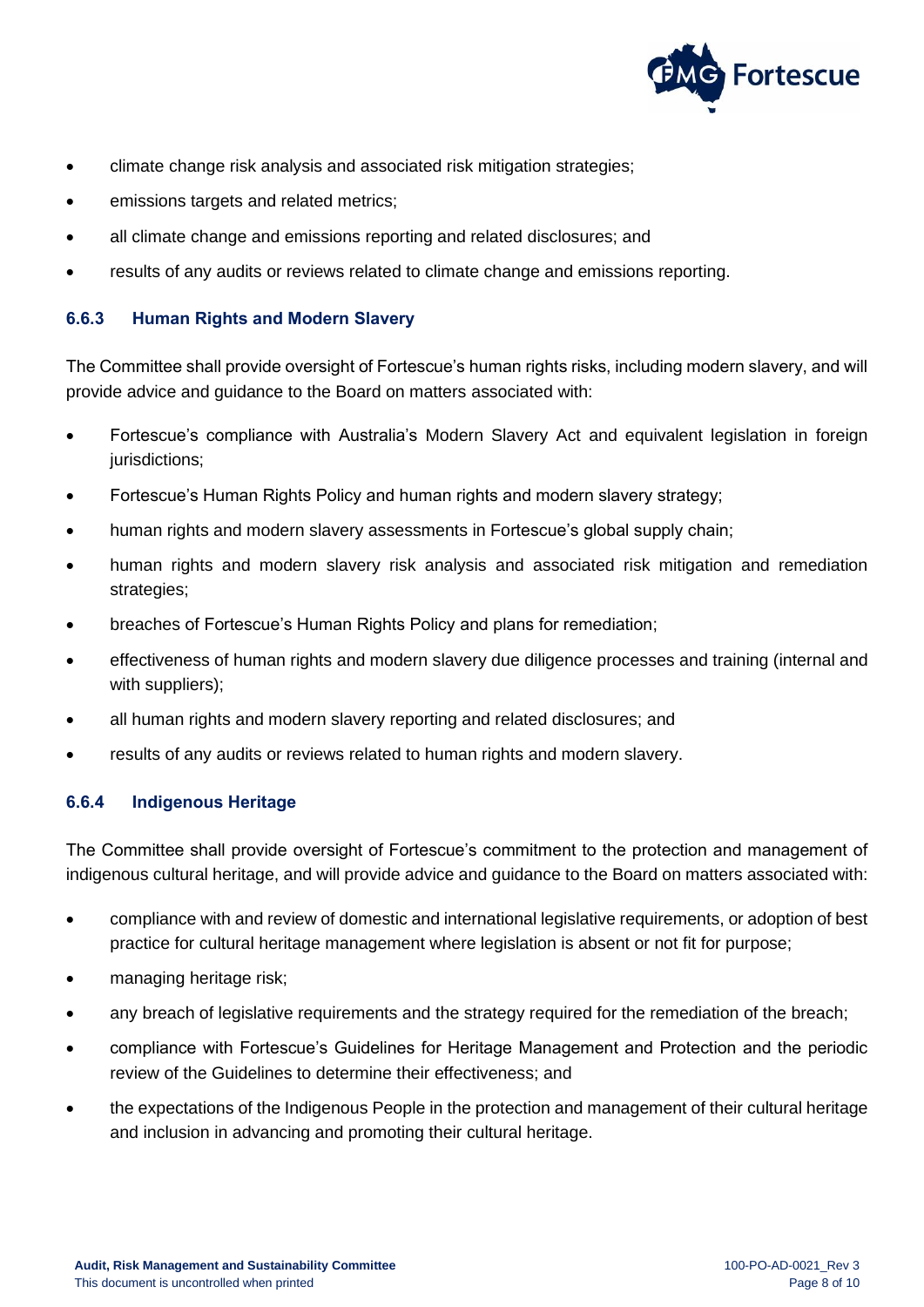- climate change risk analysis and associated risk mitigation strategies;
- emissions targets and related metrics;
- all climate change and emissions reporting and related disclosures; and
- results of any audits or reviews related to climate change and emissions reporting.

### 6.6.3 Human Rights and Modern Slavery

The Committee shall provide oversight of Fortescue's human rights risks, including modern slavery, and will provide advice and guidance to the Board on matters associated with:

- Fortescue's compliance with Australia's Modern Slavery Act and equivalent legislation in foreign jurisdictions;
- Fortescue's Human Rights Policy and human rights and modern slavery strategy;
- human rights and modern slavery assessments in Fortescue's global supply chain;
- human rights and modern slavery risk analysis and associated risk mitigation and remediation strategies;
- breaches of Fortescue's Human Rights Policy and plans for remediation;
- effectiveness of human rights and modern slavery due diligence processes and training (internal and with suppliers);
- all human rights and modern slavery reporting and related disclosures; and
- results of any audits or reviews related to human rights and modern slavery.

### 6.6.4 Indigenous Heritage

The Committee shall provide oversight of Fortescue's commitment to the protection and management of indigenous cultural heritage, and will provide advice and guidance to the Board on matters associated with:

- compliance with and review of domestic and international legislative requirements, or adoption of best practice for cultural heritage management where legislation is absent or not fit for purpose;
- managing heritage risk;
- any breach of legislative requirements and the strategy required for the remediation of the breach;
- compliance with Fortescue's Guidelines for Heritage Management and Protection and the periodic review of the Guidelines to determine their effectiveness; and
- the expectations of the Indigenous People in the protection and management of their cultural heritage and inclusion in advancing and promoting their cultural heritage.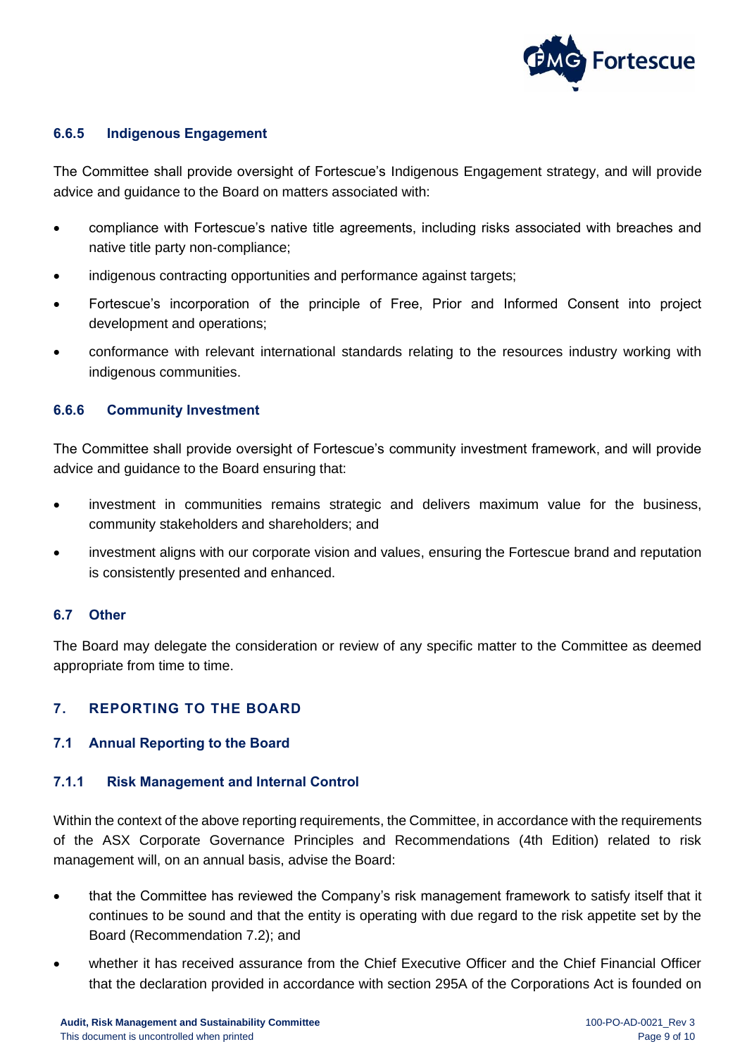#### 6.6.5 Indigenous Engagement

The Committee shall provide oversight of Fortescue's Indigenous Engagement strategy, and will provide advice and guidance to the Board on matters associated with:

- compliance with Fortescue's native title agreements, including risks associated with breaches and native title party non-compliance;
- indigenous contracting opportunities and performance against targets;
- Fortescue's incorporation of the principle of Free, Prior and Informed Consent into project development and operations;
- conformance with relevant international standards relating to the resources industry working with indigenous communities.

#### 6.6.6 Community Investment

The Committee shall provide oversight of Fortescue's community investment framework, and will provide advice and guidance to the Board ensuring that:

- investment in communities remains strategic and delivers maximum value for the business, community stakeholders and shareholders; and
- investment aligns with our corporate vision and values, ensuring the Fortescue brand and reputation is consistently presented and enhanced.

### 6.7 Other

The Board may delegate the consideration or review of any specific matter to the Committee as deemed appropriate from time to time.

## 7. REPORTING TO THE BOARD

### 7.1 Annual Reporting to the Board

#### 7.1.1 Risk Management and Internal Control

Within the context of the above reporting requirements, the Committee, in accordance with the requirements of the ASX Corporate Governance Principles and Recommendations (4th Edition) related to risk management will, on an annual basis, advise the Board:

- that the Committee has reviewed the Company's risk management framework to satisfy itself that it continues to be sound and that the entity is operating with due regard to the risk appetite set by the Board (Recommendation 7.2); and
- whether it has received assurance from the Chief Executive Officer and the Chief Financial Officer that the declaration provided in accordance with section 295A of the Corporations Act is founded on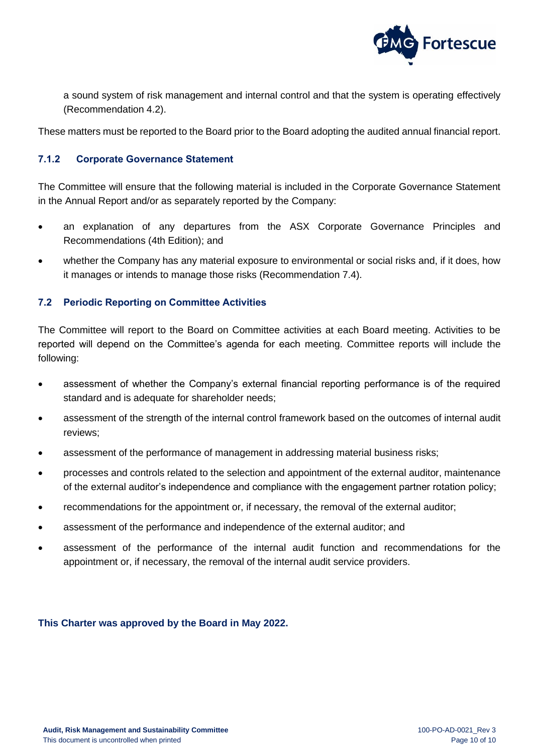a sound system of risk management and internal control and that the system is operating effectively (Recommendation 4.2).

These matters must be reported to the Board prior to the Board adopting the audited annual financial report.

#### 7.1.2 Corporate Governance Statement

The Committee will ensure that the following material is included in the Corporate Governance Statement in the Annual Report and/or as separately reported by the Company:

- an explanation of any departures from the ASX Corporate Governance Principles and Recommendations (4th Edition); and
- whether the Company has any material exposure to environmental or social risks and, if it does, how it manages or intends to manage those risks (Recommendation 7.4).

### 7.2 Periodic Reporting on Committee Activities

The Committee will report to the Board on Committee activities at each Board meeting. Activities to be reported will depend on the Committee's agenda for each meeting. Committee reports will include the following:

- assessment of whether the Company's external financial reporting performance is of the required standard and is adequate for shareholder needs;
- assessment of the strength of the internal control framework based on the outcomes of internal audit reviews;
- assessment of the performance of management in addressing material business risks;
- processes and controls related to the selection and appointment of the external auditor, maintenance of the external auditor's independence and compliance with the engagement partner rotation policy;
- recommendations for the appointment or, if necessary, the removal of the external auditor;
- assessment of the performance and independence of the external auditor; and
- assessment of the performance of the internal audit function and recommendations for the appointment or, if necessary, the removal of the internal audit service providers.

**This Charter was approved by the Board in May 2022.**